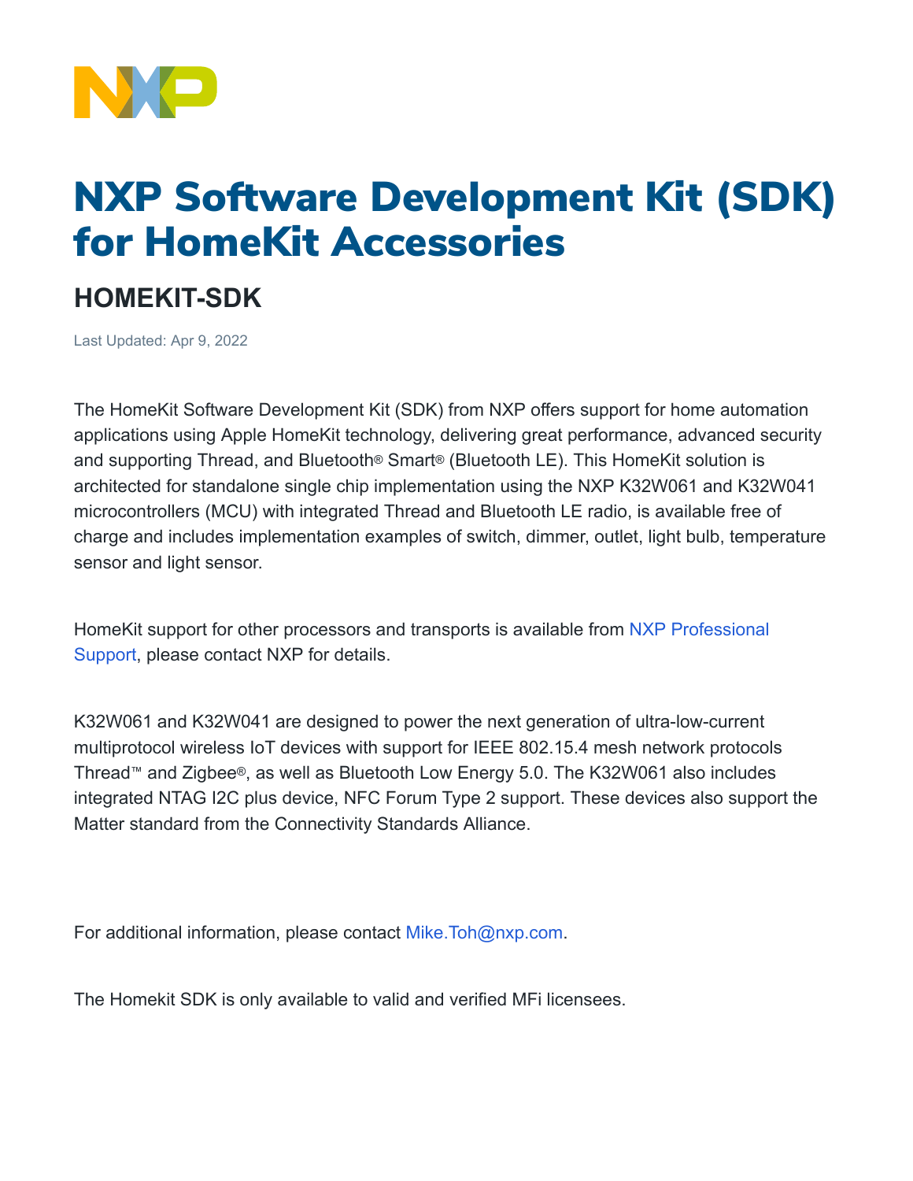# NXP Software Development Kit (SDK) for HomeKit Accessories

## HOMEKIT-SDK

Last Updated: Apr 9, 2022

The HomeKit Software Development Kit (SDK) from NXP offers support for home automation applications using Apple HomeKit technology, delivering great performance, advanced security and supporting Thread, and Bluetooth® Smart® (Bluetooth LE). This HomeKit solution is architected for standalone single chip implementation using the NXP K32W061 and K32W041 microcontrollers (MCU) with integrated Thread and Bluetooth LE radio, is available free of charge and includes implementation examples of switch, dimmer, outlet, light bulb, temperature sensor and light sensor.

HomeKit support for other processors and transports is available from NXP Professional Support, please contact NXP for details.

K32W061 and K32W041 are designed to power the next generation of ultra-low-current multiprotocol wireless IoT devices with support for IEEE 802.15.4 mesh network protocols Thread™ and Zigbee®, as well as Bluetooth Low Energy 5.0. The K32W061 also includes integrated NTAG I2C plus device, NFC Forum Type 2 support. These devices also support the Matter standard from the Connectivity Standards Alliance.

For additional information, please contact Mike.Toh@nxp.com.

The Homekit SDK is only available to valid and verified MFi licensees.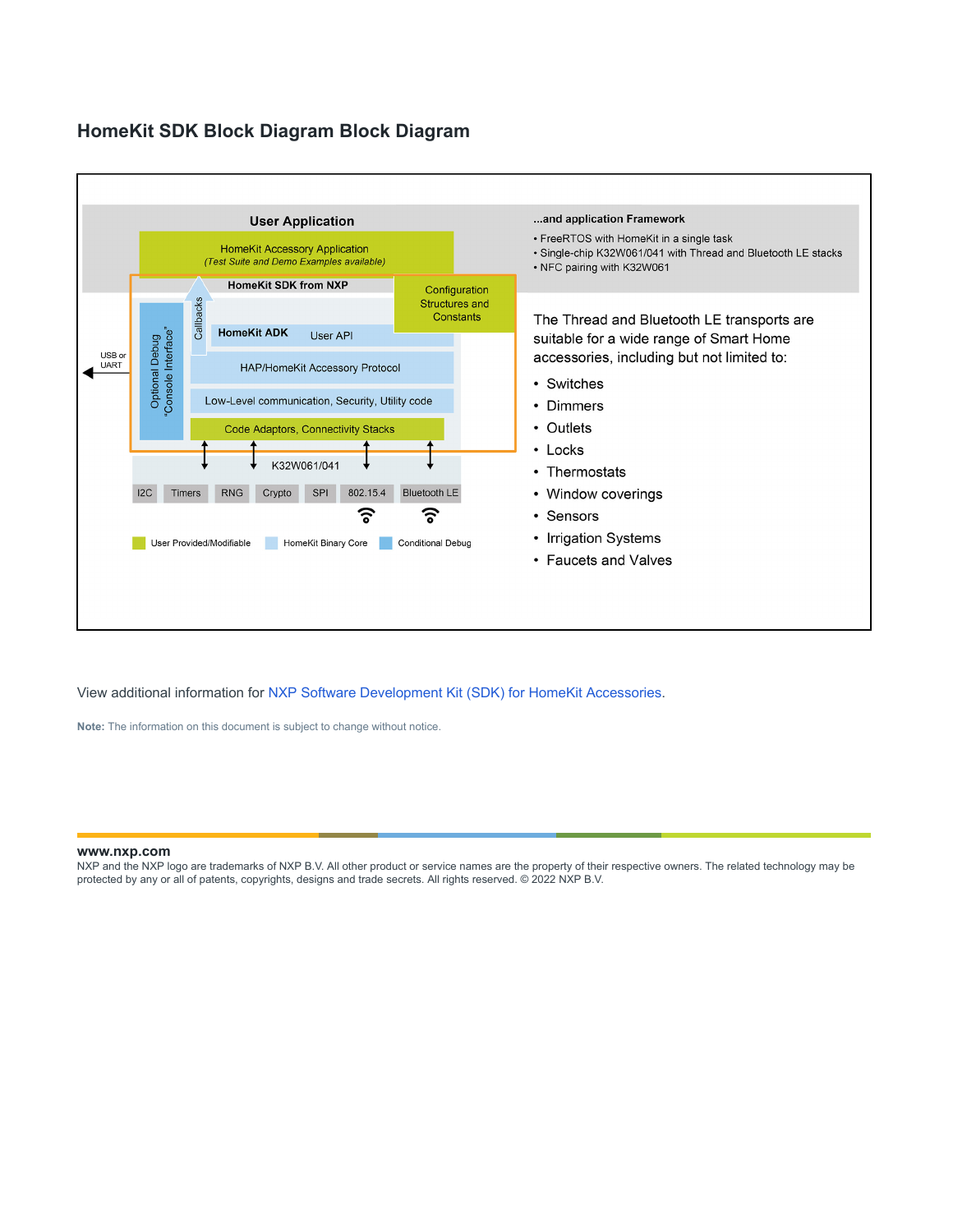## HomeKit SDK Block Diagram Block Diagram

User Application

HomeKit Accessory Application

*(Test Suite and Demo Examples available)*

HomeKit SDK from NXP

Configuration Structures and Constants

Callbacks

Optional Debug "Console Interface"

USB or UART

HomeKit ADK

User API

HAP/HomeKit Accessory Protocol

Low-Level communication, Security, Utility code

Code Adaptors, Connectivity Stacks

K32W061/041

I2C | Timers | RNG | Crypto | SPI | 802.15.4 | Bluetooth LE

User Provided/Modifiable | HomeKit Binary Core | Conditional Debug

**...and application Framework**

- FreeRTOS with HomeKit in a single task
- Single-chip K32W061/041 with Thread and Bluetooth LE stacks
- NFC pairing with K32W061

The Thread and Bluetooth LE transports are suitable for a wide range of Smart Home accessories, including but not limited to:

- Switches
- Dimmers
- Outlets
- Locks
- Thermostats
- Window coverings
- Sensors
- Irrigation Systems
- Faucets and Valves

View additional information for NXP Software Development Kit (SDK) for HomeKit Accessories.

**Note:** The information on this document is subject to change without notice.

**www.nxp.com**

NXP and the NXP logo are trademarks of NXP B.V. All other product or service names are the property of their respective owners. The related technology may be protected by any or all of patents, copyrights, designs and trade secrets. All rights reserved. © 2022 NXP B.V.